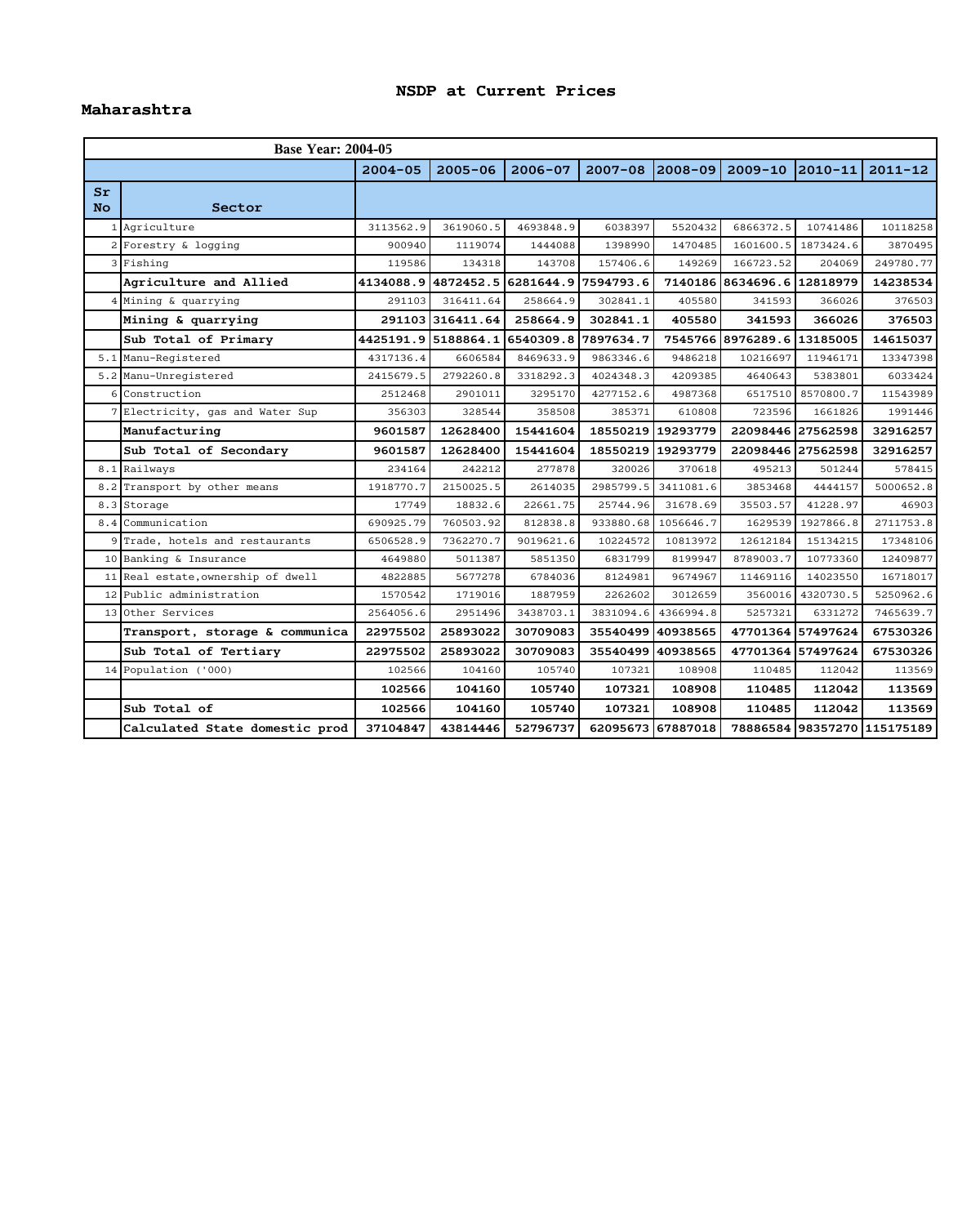# NSDP at Current Prices

## Maharashtra

| Base Year: 2004-05 | | | | | | | | | |
|---|---|---|---|---|---|---|---|---|---|
| | | 2004-05 | 2005-06 | 2006-07 | 2007-08 | 2008-09 | 2009-10 | 2010-11 | 2011-12 |
| Sr No | Sector | | | | | | | | |
| 1 | Agriculture | 3113562.9 | 3619060.5 | 4693848.9 | 6038397 | 5520432 | 6866372.5 | 10741486 | 10118258 |
| 2 | Forestry & logging | 900940 | 1119074 | 1444088 | 1398990 | 1470485 | 1601600.5 | 1873424.6 | 3870495 |
| 3 | Fishing | 119586 | 134318 | 143708 | 157406.6 | 149269 | 166723.52 | 204069 | 249780.77 |
| | **Agriculture and Allied** | **4134088.9** | **4872452.5** | **6281644.9** | **7594793.6** | **7140186** | **8634696.6** | **12818979** | **14238534** |
| 4 | Mining & quarrying | 291103 | 316411.64 | 258664.9 | 302841.1 | 405580 | 341593 | 366026 | 376503 |
| | **Mining & quarrying** | **291103** | **316411.64** | **258664.9** | **302841.1** | **405580** | **341593** | **366026** | **376503** |
| | **Sub Total of Primary** | **4425191.9** | **5188864.1** | **6540309.8** | **7897634.7** | **7545766** | **8976289.6** | **13185005** | **14615037** |
| 5.1 | Manu-Registered | 4317136.4 | 6606584 | 8469633.9 | 9863346.6 | 9486218 | 10216697 | 11946171 | 13347398 |
| 5.2 | Manu-Unregistered | 2415679.5 | 2792260.8 | 3318292.3 | 4024348.3 | 4209385 | 4640643 | 5383801 | 6033424 |
| 6 | Construction | 2512468 | 2901011 | 3295170 | 4277152.6 | 4987368 | 6517510 | 8570800.7 | 11543989 |
| 7 | Electricity, gas and Water Sup | 356303 | 328544 | 358508 | 385371 | 610808 | 723596 | 1661826 | 1991446 |
| | **Manufacturing** | **9601587** | **12628400** | **15441604** | **18550219** | **19293779** | **22098446** | **27562598** | **32916257** |
| | **Sub Total of Secondary** | **9601587** | **12628400** | **15441604** | **18550219** | **19293779** | **22098446** | **27562598** | **32916257** |
| 8.1 | Railways | 234164 | 242212 | 277878 | 320026 | 370618 | 495213 | 501244 | 578415 |
| 8.2 | Transport by other means | 1918770.7 | 2150025.5 | 2614035 | 2985799.5 | 3411081.6 | 3853468 | 4444157 | 5000652.8 |
| 8.3 | Storage | 17749 | 18832.6 | 22661.75 | 25744.96 | 31678.69 | 35503.57 | 41228.97 | 46903 |
| 8.4 | Communication | 690925.79 | 760503.92 | 812838.8 | 933880.68 | 1056646.7 | 1629539 | 1927866.8 | 2711753.8 |
| 9 | Trade, hotels and restaurants | 6506528.9 | 7362270.7 | 9019621.6 | 10224572 | 10813972 | 12612184 | 15134215 | 17348106 |
| 10 | Banking & Insurance | 4649880 | 5011387 | 5851350 | 6831799 | 8199947 | 8789003.7 | 10773360 | 12409877 |
| 11 | Real estate,ownership of dwell | 4822885 | 5677278 | 6784036 | 8124981 | 9674967 | 11469116 | 14023550 | 16718017 |
| 12 | Public administration | 1570542 | 1719016 | 1887959 | 2262602 | 3012659 | 3560016 | 4320730.5 | 5250962.6 |
| 13 | Other Services | 2564056.6 | 2951496 | 3438703.1 | 3831094.6 | 4366994.8 | 5257321 | 6331272 | 7465639.7 |
| | **Transport, storage & communica** | **22975502** | **25893022** | **30709083** | **35540499** | **40938565** | **47701364** | **57497624** | **67530326** |
| | **Sub Total of Tertiary** | **22975502** | **25893022** | **30709083** | **35540499** | **40938565** | **47701364** | **57497624** | **67530326** |
| 14 | Population ('000) | 102566 | 104160 | 105740 | 107321 | 108908 | 110485 | 112042 | 113569 |
| | | **102566** | **104160** | **105740** | **107321** | **108908** | **110485** | **112042** | **113569** |
| | **Sub Total of** | **102566** | **104160** | **105740** | **107321** | **108908** | **110485** | **112042** | **113569** |
| | **Calculated State domestic prod** | **37104847** | **43814446** | **52796737** | **62095673** | **67887018** | **78886584** | **98357270** | **115175189** |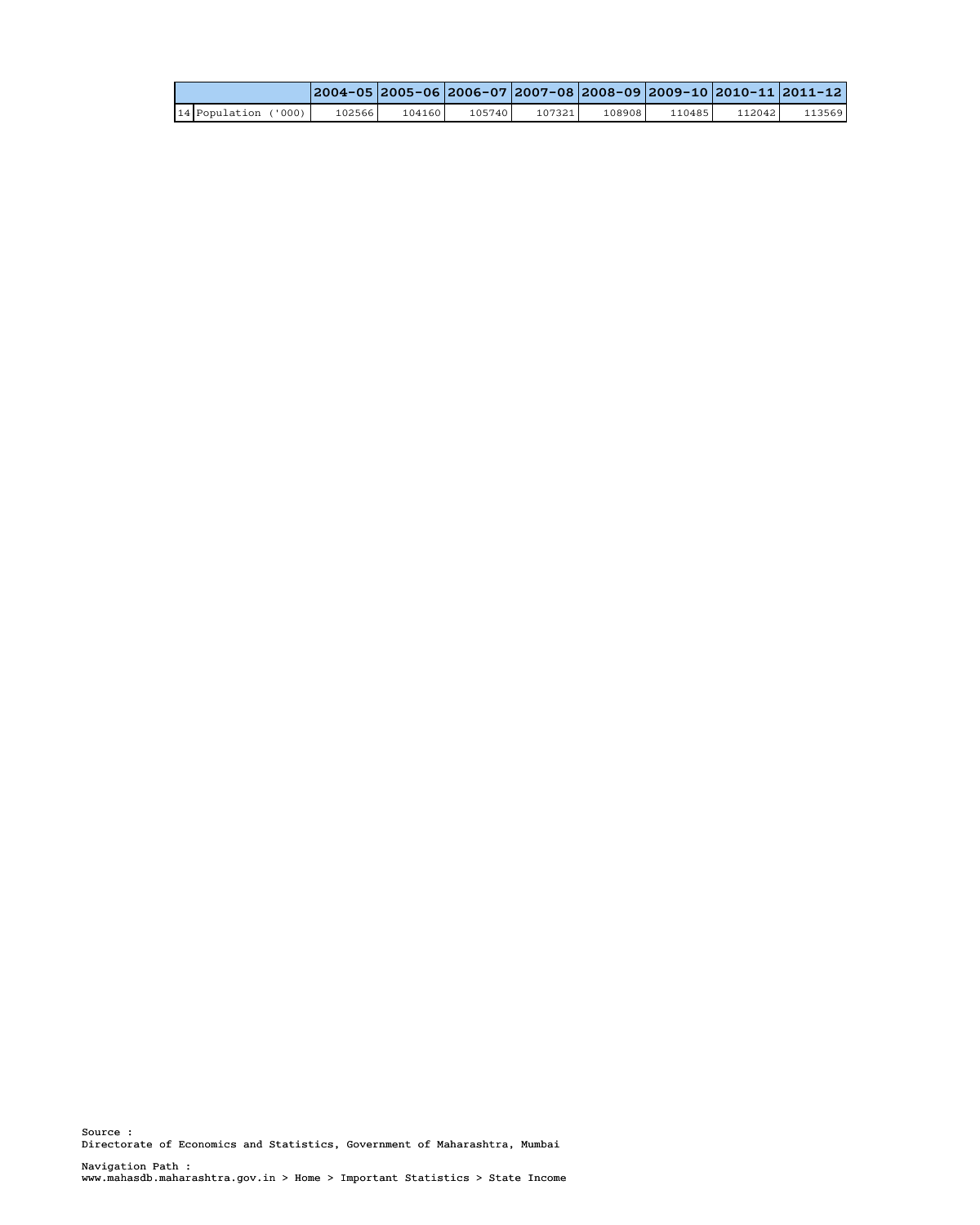| | | 2004-05 | 2005-06 | 2006-07 | 2007-08 | 2008-09 | 2009-10 | 2010-11 | 2011-12 |
|---|---|---|---|---|---|---|---|---|---|
| 14 | Population ('000) | 102566 | 104160 | 105740 | 107321 | 108908 | 110485 | 112042 | 113569 |

Source :
Directorate of Economics and Statistics, Government of Maharashtra, Mumbai

Navigation Path :
www.mahasdb.maharashtra.gov.in > Home > Important Statistics > State Income